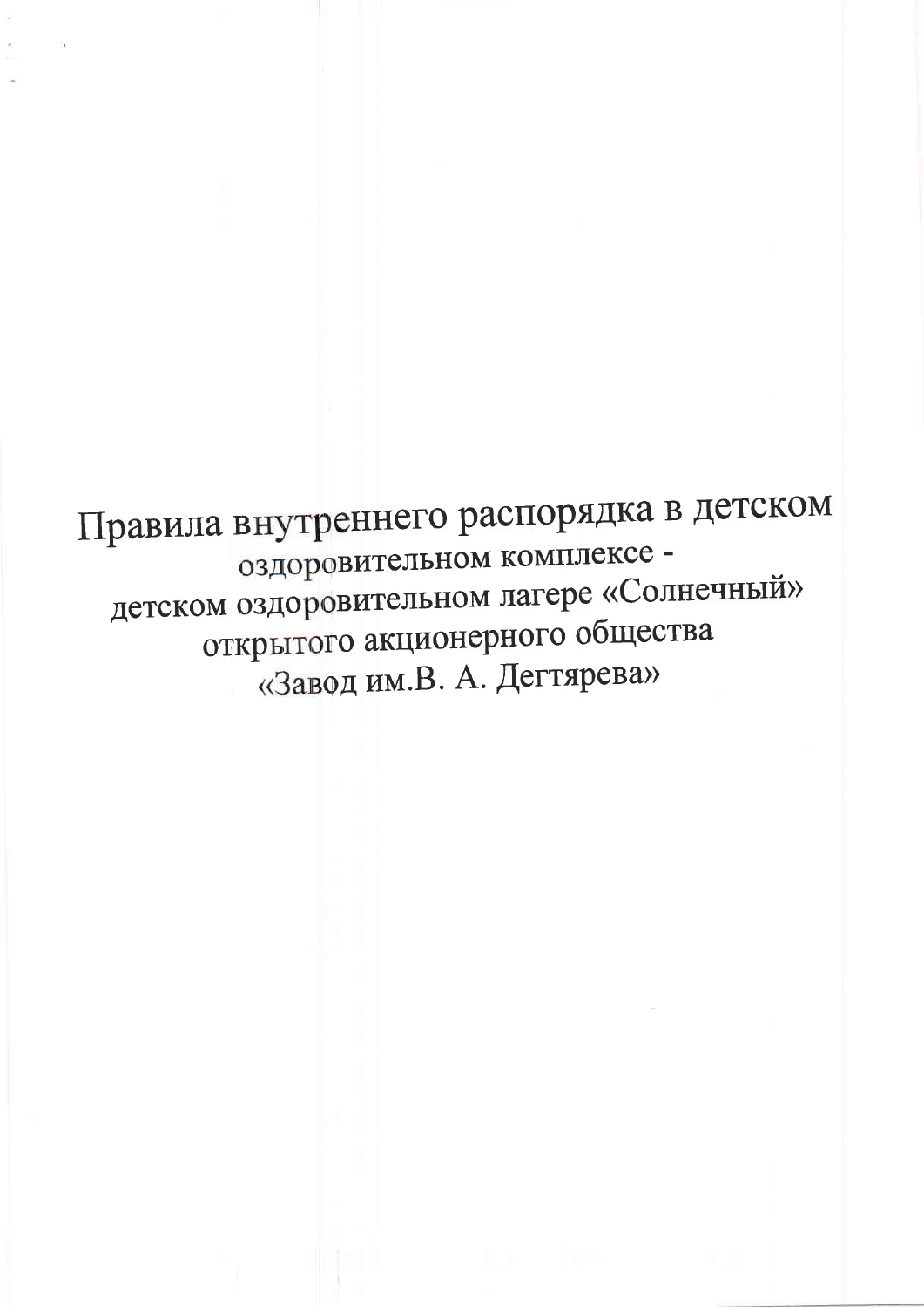# Правила внутреннего распорядка в детском оздоровительном комплексе - детском оздоровительном лагере «Солнечный» открытого акционерного общества «Завод им.В. А. Дегтярева»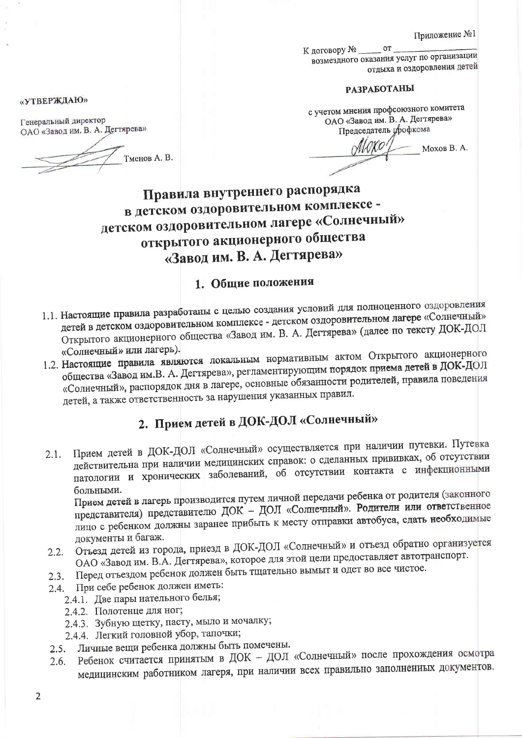Приложение №1

К договору № _____ от _______________
возмездного оказания услуг по организации
отдыха и оздоровления детей

**«УТВЕРЖДАЮ»**

Генеральный директор
ОАО «Завод им. В. А. Дегтярева»

_______________ Тменов А. В.

**РАЗРАБОТАНЫ**

с учетом мнения профсоюзного комитета
ОАО «Завод им. В. А. Дегтярева»
Председатель профкома

_______________ Мохов В. А.

# Правила внутреннего распорядка в детском оздоровительном комплексе - детском оздоровительном лагере «Солнечный» открытого акционерного общества «Завод им. В. А. Дегтярева»

## 1. Общие положения

1.1. Настоящие правила разработаны с целью создания условий для полноценного оздоровления детей в детском оздоровительном комплексе - детском оздоровительном лагере «Солнечный» Открытого акционерного общества «Завод им. В. А. Дегтярева» (далее по тексту ДОК-ДОЛ «Солнечный» или лагерь).

1.2. Настоящие правила являются локальным нормативным актом Открытого акционерного общества «Завод им.В. А. Дегтярева», регламентирующим порядок приема детей в ДОК-ДОЛ «Солнечный», распорядок дня в лагере, основные обязанности родителей, правила поведения детей, а также ответственность за нарушения указанных правил.

## 2. Прием детей в ДОК-ДОЛ «Солнечный»

2.1. Прием детей в ДОК-ДОЛ «Солнечный» осуществляется при наличии путевки. Путевка действительна при наличии медицинских справок: о сделанных прививках, об отсутствии патологии и хронических заболеваний, об отсутствии контакта с инфекционными больными.

Прием детей в лагерь производится путем личной передачи ребенка от родителя (законного представителя) представителю ДОК – ДОЛ «Солнечный». Родители или ответственное лицо с ребенком должны заранее прибыть к месту отправки автобуса, сдать необходимые документы и багаж.

2.2. Отъезд детей из города, приезд в ДОК-ДОЛ «Солнечный» и отъезд обратно организуется ОАО «Завод им. В.А. Дегтярева», которое для этой цели предоставляет автотранспорт.

2.3. Перед отъездом ребенок должен быть тщательно вымыт и одет во все чистое.

2.4. При себе ребенок должен иметь:
   - 2.4.1. Две пары нательного белья;
   - 2.4.2. Полотенце для ног;
   - 2.4.3. Зубную щетку, пасту, мыло и мочалку;
   - 2.4.4. Легкий головной убор, тапочки;

2.5. Личные вещи ребенка должны быть помечены.

2.6. Ребенок считается принятым в ДОК – ДОЛ «Солнечный» после прохождения осмотра медицинским работником лагеря, при наличии всех правильно заполненных документов.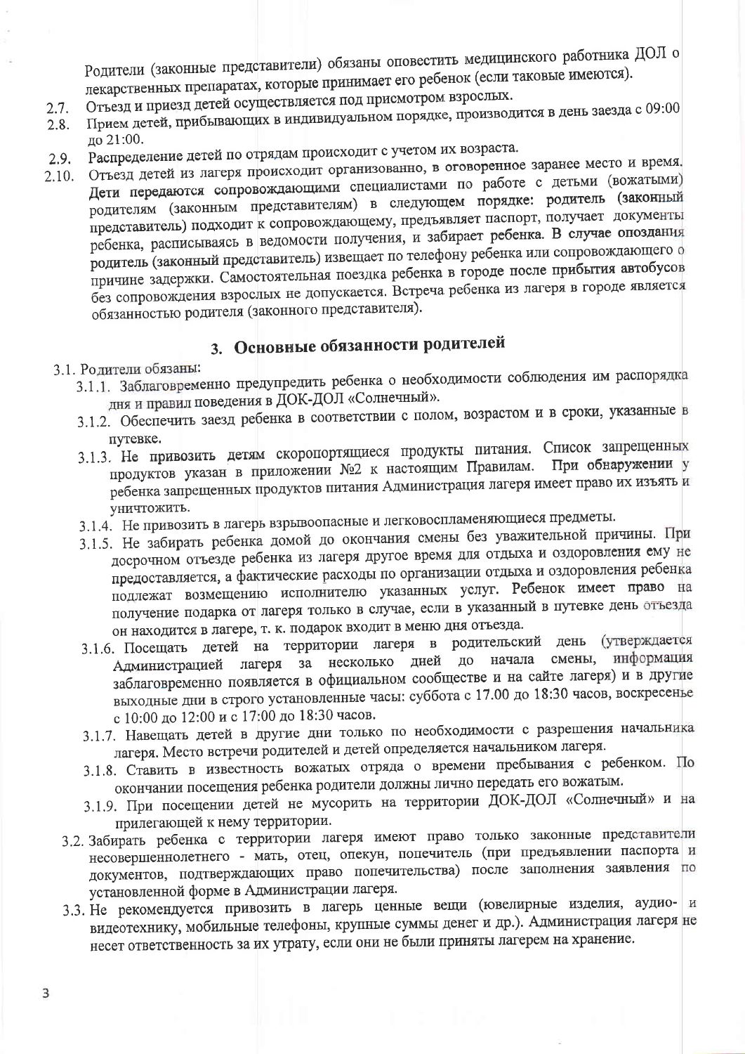Родители (законные представители) обязаны оповестить медицинского работника ДОЛ о лекарственных препаратах, которые принимает его ребенок (если таковые имеются).

2.7. Отъезд и приезд детей осуществляется под присмотром взрослых.

2.8. Прием детей, прибывающих в индивидуальном порядке, производится в день заезда с 09:00 до 21:00.

2.9. Распределение детей по отрядам происходит с учетом их возраста.

2.10. Отъезд детей из лагеря происходит организованно, в оговоренное заранее место и время. **Дети передаются сопровождающими специалистами по работе с детьми (вожатыми) родителям (законным представителям) в следующем порядке: родитель (законный** представитель) подходит к сопровождающему, предъявляет паспорт, получает документы ребенка, расписываясь в ведомости получения, и забирает ребенка. **В случае опоздания родитель (законный представитель)** извещает по телефону ребенка или сопровождающего о причине задержки. **Самостоятельная поездка ребенка в городе после прибытия автобусов без сопровождения взрослых не допускается. Встреча ребенка из лагеря в городе является** обязанностью родителя (законного представителя).

## 3. Основные обязанности родителей

3.1. Родители обязаны:

3.1.1. Заблаговременно предупредить ребенка о необходимости соблюдения им распорядка дня и правил поведения в ДОК-ДОЛ «Солнечный».

3.1.2. Обеспечить заезд ребенка в соответствии с полом, возрастом и в сроки, указанные в путевке.

3.1.3. **Не привозить детям** скоропортящиеся продукты питания. Список запрещенных продуктов указан в приложении №2 к настоящим Правилам. При обнаружении у ребенка запрещенных продуктов питания Администрация лагеря имеет право их изъять и уничтожить.

3.1.4. Не привозить в лагерь взрывоопасные и легковоспламеняющиеся предметы.

3.1.5. Не забирать ребенка домой до окончания смены без уважительной причины. При досрочном отъезде ребенка из лагеря другое время для отдыха и оздоровления ему не предоставляется, а фактические расходы по организации отдыха и оздоровления ребенка подлежат возмещению исполнителю указанных услуг. Ребенок имеет право на получение подарка от лагеря только в случае, если в указанный в путевке день отъезда он находится в лагере, т. к. подарок входит в меню дня отъезда.

3.1.6. Посещать детей на территории лагеря в родительский день (утверждается Администрацией лагеря за несколько дней до начала смены, информация заблаговременно появляется в официальном сообществе и на сайте лагеря) и в другие выходные дни в строго установленные часы: суббота с 17.00 до 18:30 часов, воскресенье с 10:00 до 12:00 и с 17:00 до 18:30 часов.

3.1.7. Навещать детей в другие дни только по необходимости с разрешения начальника лагеря. Место встречи родителей и детей определяется начальником лагеря.

3.1.8. Ставить в известность вожатых отряда о времени пребывания с ребенком. По окончании посещения ребенка родители должны лично передать его вожатым.

3.1.9. При посещении детей не мусорить на территории ДОК-ДОЛ «Солнечный» и на прилегающей к нему территории.

3.2. Забирать ребенка с территории лагеря имеют право только законные представители несовершеннолетнего - мать, отец, опекун, попечитель (при предъявлении паспорта и документов, подтверждающих право попечительства) после заполнения заявления по установленной форме в Администрации лагеря.

3.3. Не рекомендуется привозить в лагерь ценные вещи (ювелирные изделия, аудио- и видеотехнику, мобильные телефоны, крупные суммы денег и др.). Администрация лагеря не несет ответственность за их утрату, если они не были приняты лагерем на хранение.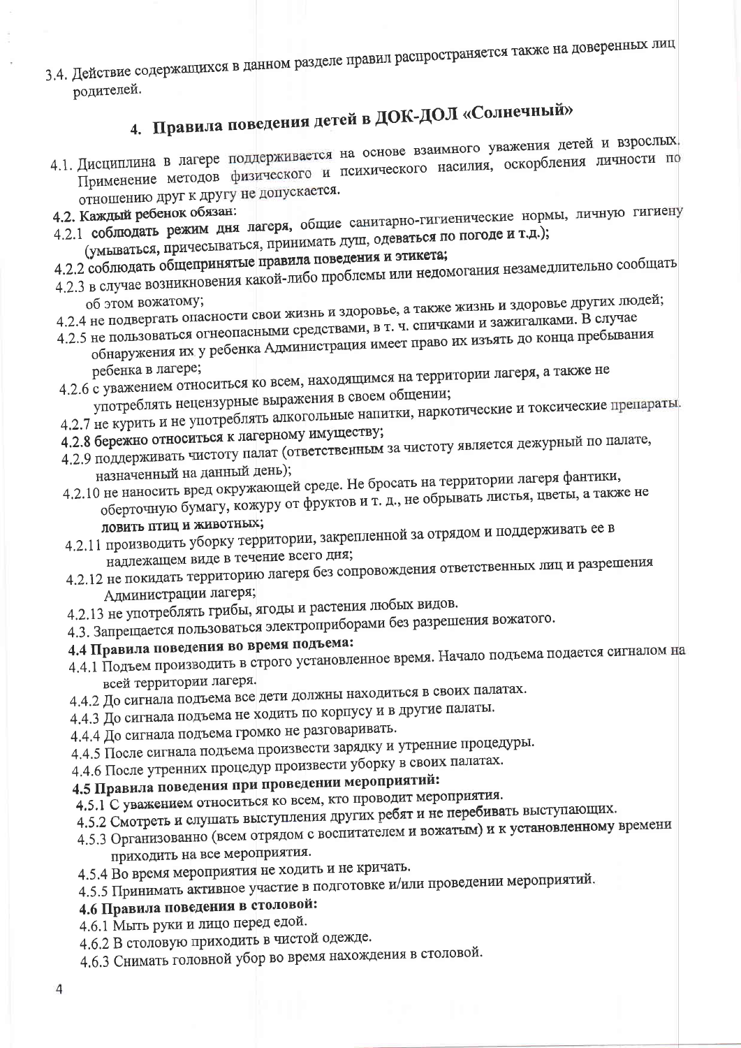3.4. Действие содержащихся в данном разделе правил распространяется также на доверенных лиц родителей.

## 4. Правила поведения детей в ДОК-ДОЛ «Солнечный»

4.1. Дисциплина в лагере поддерживается на основе взаимного уважения детей и взрослых. Применение методов физического и психического насилия, оскорбления личности по отношению друг к другу не допускается.

**4.2. Каждый ребенок обязан:**

4.2.1 **соблюдать режим дня лагеря,** общие санитарно-гигиенические нормы, личную гигиену (**умываться,** причесываться, принимать душ, **одеваться по погоде и т.д.);**

4.2.2 соблюдать **общепринятые правила поведения и этикета;**

4.2.3 в случае возникновения какой-либо проблемы или недомогания незамедлительно сообщать об этом вожатому;

4.2.4 не подвергать опасности свои жизнь и здоровье, а также жизнь и здоровье других людей;

4.2.5 не пользоваться огнеопасными средствами, в т. ч. спичками и зажигалками. В случае обнаружения их у ребенка Администрация имеет право их изъять до конца пребывания ребенка в лагере;

4.2.6 с уважением относиться ко всем, находящимся на территории лагеря, а также не употреблять нецензурные выражения в своем общении;

4.2.7 не курить и не употреблять алкогольные напитки, наркотические и токсические препараты.

**4.2.8 бережно относиться к лагерному имуществу;**

4.2.9 поддерживать чистоту палат (ответственным за чистоту является дежурный по палате, назначенный на данный день);

4.2.10 не наносить вред окружающей среде. Не бросать на территории лагеря фантики, оберточную бумагу, кожуру от фруктов и т. д., не обрывать листья, цветы, а также не **ловить птиц и животных;**

4.2.11 производить уборку территории, закрепленной за отрядом и поддерживать ее в надлежащем виде в течение всего дня;

4.2.12 не покидать территорию лагеря без сопровождения ответственных лиц и разрешения Администрации лагеря;

4.2.13 не употреблять грибы, ягоды и растения любых видов.

4.3. Запрещается пользоваться электроприборами без разрешения вожатого.

**4.4 Правила поведения во время подъема:**

4.4.1 Подъем производить в строго установленное время. Начало подъема подается сигналом на всей территории лагеря.

4.4.2 До сигнала подъема все дети должны находиться в своих палатах.

4.4.3 До сигнала подъема не ходить по корпусу и в другие палаты.

4.4.4 До сигнала подъема громко не разговаривать.

4.4.5 После сигнала подъема произвести зарядку и утренние процедуры.

4.4.6 После утренних процедур произвести уборку в своих палатах.

**4.5 Правила поведения при проведении мероприятий:**

4.5.1 С уважением относиться ко всем, кто проводит мероприятия.

4.5.2 Смотреть и слушать выступления других ребят и не **перебивать** выступающих.

4.5.3 Организованно (всем отрядом с воспитателем и вожатым) и **к установленному** времени приходить на все мероприятия.

4.5.4 Во время мероприятия не ходить и не кричать.

4.5.5 Принимать активное участие в подготовке и/или проведении мероприятий.

**4.6 Правила поведения в столовой:**

4.6.1 Мыть руки и лицо перед едой.

4.6.2 В столовую приходить в чистой одежде.

4.6.3 Снимать головной убор во время нахождения в столовой.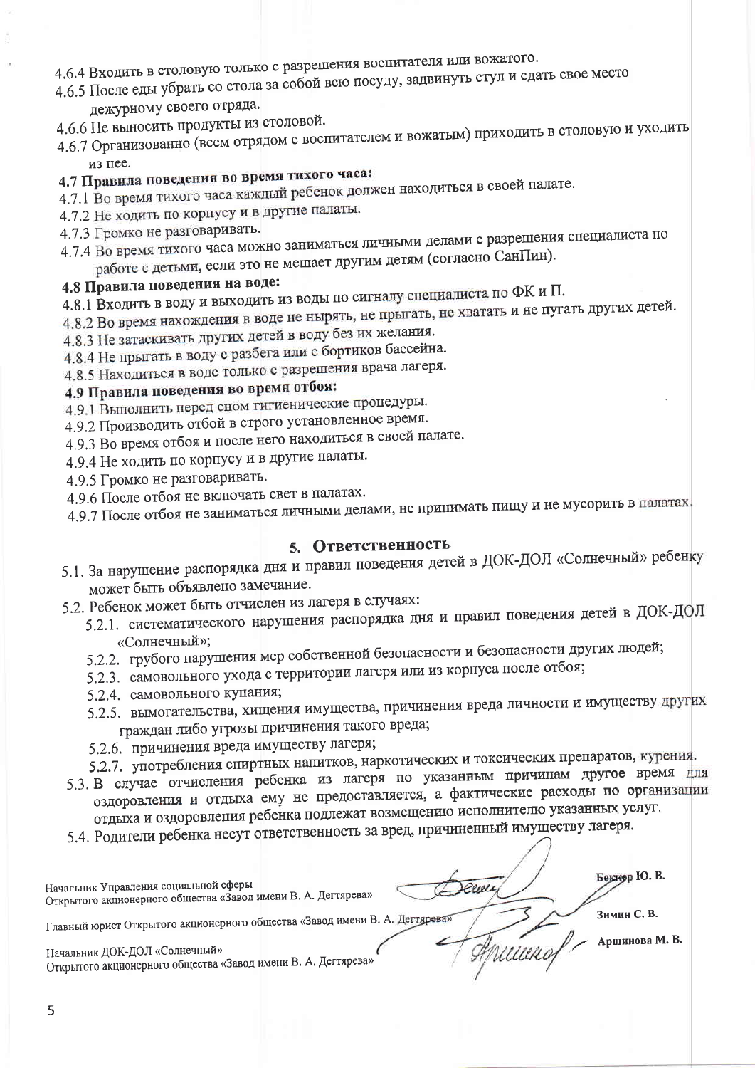4.6.4 Входить в столовую только с разрешения воспитателя или вожатого.

4.6.5 После еды убрать со стола за собой всю посуду, задвинуть стул и сдать свое место дежурному своего отряда.

4.6.6 Не выносить продукты из столовой.

4.6.7 Организованно (всем отрядом с воспитателем и вожатым) приходить в столовую и уходить из нее.

**4.7 Правила поведения во время тихого часа:**

4.7.1 Во время тихого часа каждый ребенок должен находиться в своей палате.

4.7.2 Не ходить по корпусу и в другие палаты.

4.7.3 Громко не разговаривать.

4.7.4 Во время тихого часа можно заниматься личными делами с разрешения специалиста по работе с детьми, если это не мешает другим детям (согласно СанПин).

**4.8 Правила поведения на воде:**

4.8.1 Входить в воду и выходить из воды по сигналу специалиста по ФК и П.

4.8.2 Во время нахождения в воде не нырять, не прыгать, не хватать и не пугать других детей.

4.8.3 Не затаскивать других детей в воду без их желания.

4.8.4 Не прыгать в воду с разбега или с бортиков бассейна.

4.8.5 Находиться в воде только с разрешения врача лагеря.

**4.9 Правила поведения во время отбоя:**

4.9.1 Выполнить перед сном гигиенические процедуры.

4.9.2 Производить отбой в строго установленное время.

4.9.3 Во время отбоя и после него находиться в своей палате.

4.9.4 Не ходить по корпусу и в другие палаты.

4.9.5 Громко не разговаривать.

4.9.6 После отбоя не включать свет в палатах.

4.9.7 После отбоя не заниматься личными делами, не принимать пищу и не мусорить в палатах.

## 5. Ответственность

5.1. За нарушение распорядка дня и правил поведения детей в ДОК-ДОЛ «Солнечный» ребенку может быть объявлено замечание.

5.2. Ребенок может быть отчислен из лагеря в случаях:

5.2.1. систематического нарушения распорядка дня и правил поведения детей в ДОК-ДОЛ «Солнечный»;

5.2.2. грубого нарушения мер собственной безопасности и безопасности других людей;

5.2.3. самовольного ухода с территории лагеря или из корпуса после отбоя;

5.2.4. самовольного купания;

5.2.5. вымогательства, хищения имущества, причинения вреда личности и имуществу других граждан либо угрозы причинения такого вреда;

5.2.6. причинения вреда имуществу лагеря;

5.2.7. употребления спиртных напитков, наркотических и токсических препаратов, курения.

5.3. В случае отчисления ребенка из лагеря по указанным причинам другое время для оздоровления и отдыха ему не предоставляется, а фактические расходы по организации отдыха и оздоровления ребенка подлежат возмещению исполнителю указанных услуг.

5.4. Родители ребенка несут ответственность за вред, причиненный имуществу лагеря.

Начальник Управления социальной сферы Открытого акционерного общества «Завод имени В. А. Дегтярева» — Беккер Ю. В.

Главный юрист Открытого акционерного общества «Завод имени В. А. Дегтярева» — Зимин С. В.

Начальник ДОК-ДОЛ «Солнечный» Открытого акционерного общества «Завод имени В. А. Дегтярева» — Аршинова М. В.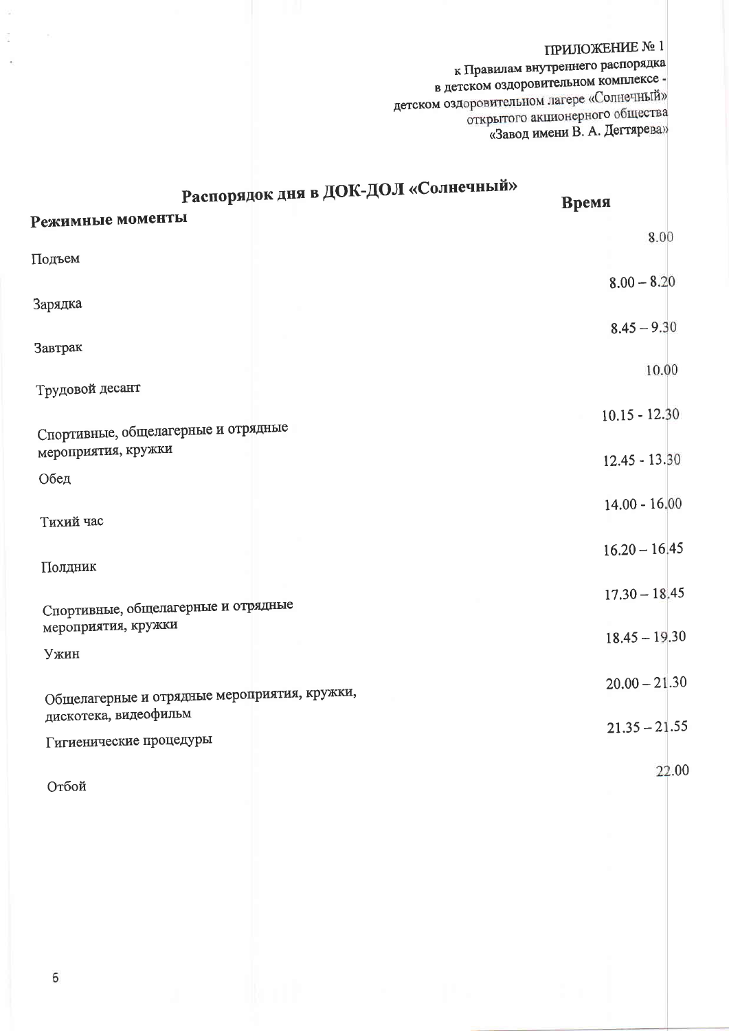ПРИЛОЖЕНИЕ № 1
к Правилам внутреннего распорядка
в детском оздоровительном комплексе -
детском оздоровительном лагере «Солнечный»
открытого акционерного общества
«Завод имени В. А. Дегтярева»

## Распорядок дня в ДОК-ДОЛ «Солнечный»

| Режимные моменты | Время |
| --- | --- |
| Подъем | 8.00 |
| Зарядка | 8.00 – 8.20 |
| Завтрак | 8.45 – 9.30 |
| Трудовой десант | 10.00 |
| Спортивные, общелагерные и отрядные мероприятия, кружки | 10.15 - 12.30 |
| Обед | 12.45 - 13.30 |
| Тихий час | 14.00 - 16.00 |
| Полдник | 16.20 – 16.45 |
| Спортивные, общелагерные и отрядные мероприятия, кружки | 17.30 – 18.45 |
| Ужин | 18.45 – 19.30 |
| Общелагерные и отрядные мероприятия, кружки, дискотека, видеофильм | 20.00 – 21.30 |
| Гигиенические процедуры | 21.35 – 21.55 |
| Отбой | 22.00 |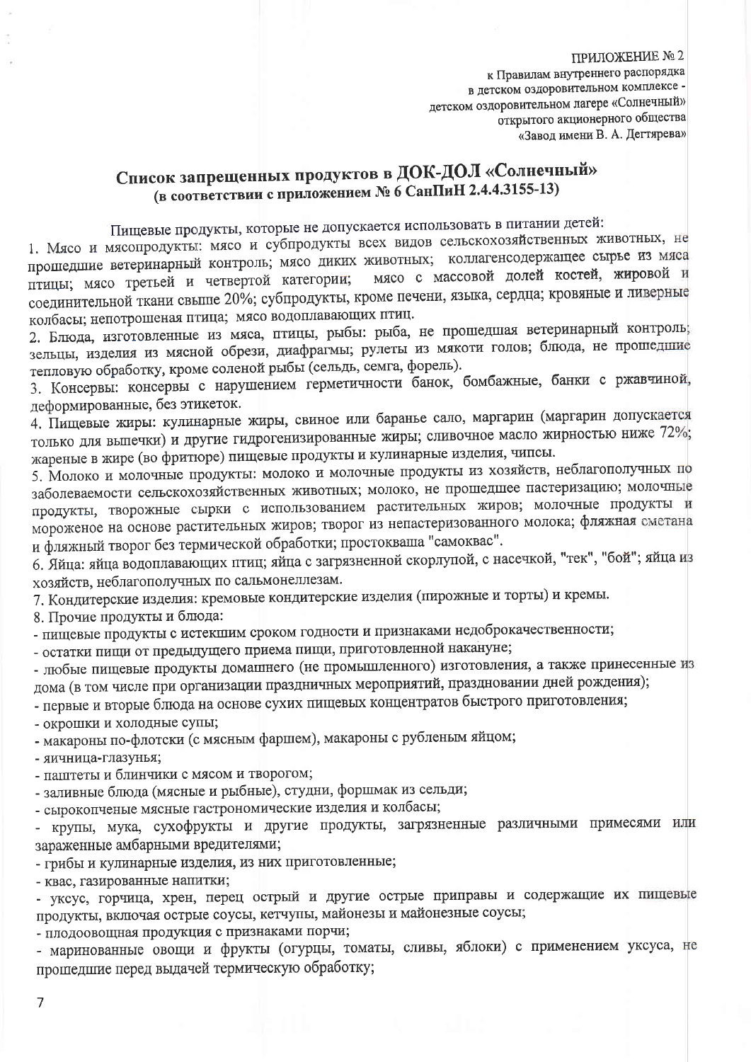ПРИЛОЖЕНИЕ № 2
к Правилам внутреннего распорядка
в детском оздоровительном комплексе -
детском оздоровительном лагере «Солнечный»
открытого акционерного общества
«Завод имени В. А. Дегтярева»

## Список запрещенных продуктов в ДОК-ДОЛ «Солнечный»
### (в соответствии с приложением № 6 СанПиН 2.4.4.3155-13)

Пищевые продукты, которые не допускается использовать в питании детей:

1. Мясо и мясопродукты: мясо и субпродукты всех видов сельскохозяйственных животных, не прошедшие ветеринарный контроль; мясо диких животных; коллагенсодержащее сырье из мяса птицы; мясо третьей и четвертой категории; мясо с массовой долей костей, жировой и соединительной ткани свыше 20%; субпродукты, кроме печени, языка, сердца; кровяные и ливерные колбасы; непотрошеная птица; мясо водоплавающих птиц.
2. Блюда, изготовленные из мяса, птицы, рыбы: рыба, не прошедшая ветеринарный контроль; зельцы, изделия из мясной обрези, диафрагмы; рулеты из мякоти голов; блюда, не прошедшие тепловую обработку, кроме соленой рыбы (сельдь, семга, форель).
3. Консервы: консервы с нарушением герметичности банок, бомбажные, банки с ржавчиной, деформированные, без этикеток.
4. Пищевые жиры: кулинарные жиры, свиное или баранье сало, маргарин (маргарин допускается только для выпечки) и другие гидрогенизированные жиры; сливочное масло жирностью ниже 72%; жареные в жире (во фритюре) пищевые продукты и кулинарные изделия, чипсы.
5. Молоко и молочные продукты: молоко и молочные продукты из хозяйств, неблагополучных по заболеваемости сельскохозяйственных животных; молоко, не прошедшее пастеризацию; молочные продукты, творожные сырки с использованием растительных жиров; молочные продукты и мороженое на основе растительных жиров; творог из непастеризованного молока; фляжная сметана и фляжный творог без термической обработки; простокваша "самоквас".
6. Яйца: яйца водоплавающих птиц; яйца с загрязненной скорлупой, с насечкой, "тек", "бой"; яйца из хозяйств, неблагополучных по сальмонеллезам.
7. Кондитерские изделия: кремовые кондитерские изделия (пирожные и торты) и кремы.
8. Прочие продукты и блюда:
   - пищевые продукты с истекшим сроком годности и признаками недоброкачественности;
   - остатки пищи от предыдущего приема пищи, приготовленной накануне;
   - любые пищевые продукты домашнего (не промышленного) изготовления, а также принесенные из дома (в том числе при организации праздничных мероприятий, праздновании дней рождения);
   - первые и вторые блюда на основе сухих пищевых концентратов быстрого приготовления;
   - окрошки и холодные супы;
   - макароны по-флотски (с мясным фаршем), макароны с рубленым яйцом;
   - яичница-глазунья;
   - паштеты и блинчики с мясом и творогом;
   - заливные блюда (мясные и рыбные), студни, форшмак из сельди;
   - сырокопченые мясные гастрономические изделия и колбасы;
   - крупы, мука, сухофрукты и другие продукты, загрязненные различными примесями или зараженные амбарными вредителями;
   - грибы и кулинарные изделия, из них приготовленные;
   - квас, газированные напитки;
   - уксус, горчица, хрен, перец острый и другие острые приправы и содержащие их пищевые продукты, включая острые соусы, кетчупы, майонезы и майонезные соусы;
   - плодоовощная продукция с признаками порчи;
   - маринованные овощи и фрукты (огурцы, томаты, сливы, яблоки) с применением уксуса, не прошедшие перед выдачей термическую обработку;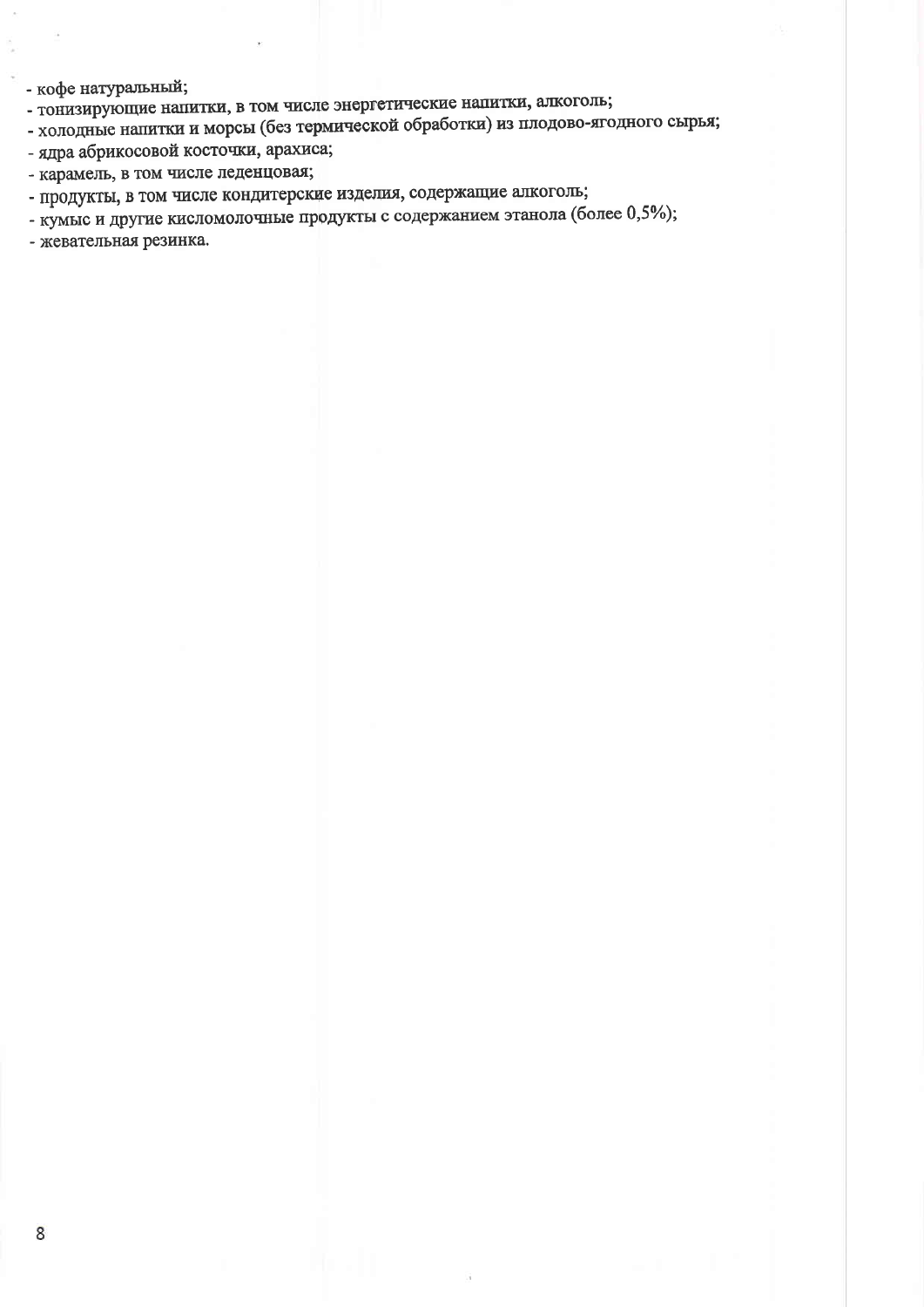- кофе натуральный;
- тонизирующие напитки, в том числе энергетические напитки, алкоголь;
- холодные напитки и морсы (без термической обработки) из плодово-ягодного сырья;
- ядра абрикосовой косточки, арахиса;
- карамель, в том числе леденцовая;
- продукты, в том числе кондитерские изделия, содержащие алкоголь;
- кумыс и другие кисломолочные продукты с содержанием этанола (более 0,5%);
- жевательная резинка.